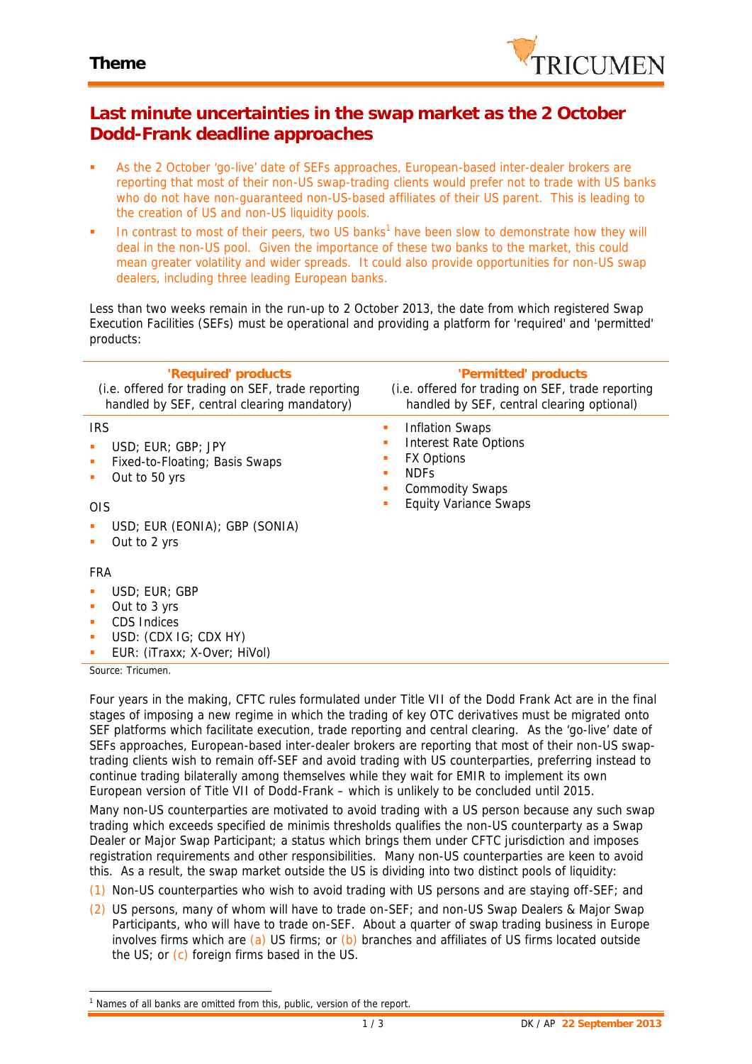**Theme**

# Last minute uncertainties in the swap market as the 2 October Dodd-Frank deadline approaches

- As the 2 October 'go-live' date of SEFs approaches, European-based inter-dealer brokers are reporting that most of their non-US swap-trading clients would prefer not to trade with US banks who do not have non-guaranteed non-US-based affiliates of their US parent. This is leading to the creation of US and non-US liquidity pools.
- In contrast to most of their peers, two US banks[1] have been slow to demonstrate how they will deal in the non-US pool. Given the importance of these two banks to the market, this could mean greater volatility and wider spreads. It could also provide opportunities for non-US swap dealers, including three leading European banks.

Less than two weeks remain in the run-up to 2 October 2013, the date from which registered Swap Execution Facilities (SEFs) must be operational and providing a platform for 'required' and 'permitted' products:

| 'Required' products (i.e. offered for trading on SEF, trade reporting handled by SEF, central clearing mandatory) | 'Permitted' products (i.e. offered for trading on SEF, trade reporting handled by SEF, central clearing optional) |
|---|---|
| IRS<br>▪ USD; EUR; GBP; JPY<br>▪ Fixed-to-Floating; Basis Swaps<br>▪ Out to 50 yrs<br><br>OIS<br>▪ USD; EUR (EONIA); GBP (SONIA)<br>▪ Out to 2 yrs<br><br>FRA<br>▪ USD; EUR; GBP<br>▪ Out to 3 yrs<br>▪ CDS Indices<br>▪ USD: (CDX IG; CDX HY)<br>▪ EUR: (iTraxx; X-Over; HiVol) | ▪ Inflation Swaps<br>▪ Interest Rate Options<br>▪ FX Options<br>▪ NDFs<br>▪ Commodity Swaps<br>▪ Equity Variance Swaps |

Source: Tricumen.

Four years in the making, CFTC rules formulated under Title VII of the Dodd Frank Act are in the final stages of imposing a new regime in which the trading of key OTC derivatives must be migrated onto SEF platforms which facilitate execution, trade reporting and central clearing. As the 'go-live' date of SEFs approaches, European-based inter-dealer brokers are reporting that most of their non-US swap-trading clients wish to remain off-SEF and avoid trading with US counterparties, preferring instead to continue trading bilaterally among themselves while they wait for EMIR to implement its own European version of Title VII of Dodd-Frank – which is unlikely to be concluded until 2015.

Many non-US counterparties are motivated to avoid trading with a US person because any such swap trading which exceeds specified de minimis thresholds qualifies the non-US counterparty as a Swap Dealer or Major Swap Participant; a status which brings them under CFTC jurisdiction and imposes registration requirements and other responsibilities. Many non-US counterparties are keen to avoid this. As a result, the swap market outside the US is dividing into two distinct pools of liquidity:

(1) Non-US counterparties who wish to avoid trading with US persons and are staying off-SEF; and

(2) US persons, many of whom will have to trade on-SEF; and non-US Swap Dealers & Major Swap Participants, who will have to trade on-SEF. About a quarter of swap trading business in Europe involves firms which are (a) US firms; or (b) branches and affiliates of US firms located outside the US; or (c) foreign firms based in the US.

[1] Names of all banks are omitted from this, public, version of the report.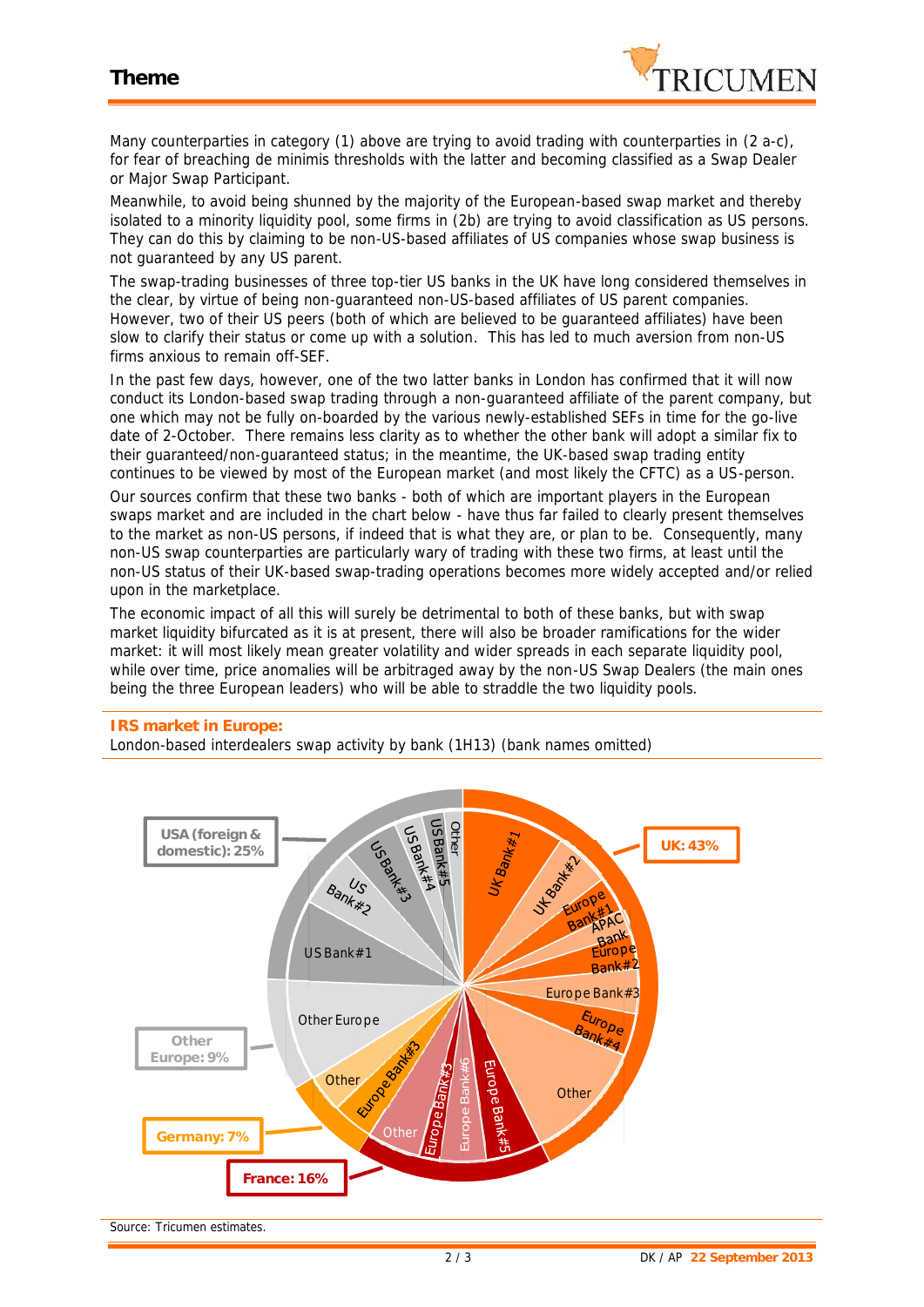Many counterparties in category (1) above are trying to avoid trading with counterparties in (2 a-c), for fear of breaching de minimis thresholds with the latter and becoming classified as a Swap Dealer or Major Swap Participant.

Meanwhile, to avoid being shunned by the majority of the European-based swap market and thereby isolated to a minority liquidity pool, some firms in (2b) are trying to avoid classification as US persons. They can do this by claiming to be non-US-based affiliates of US companies whose swap business is not guaranteed by any US parent.

The swap-trading businesses of three top-tier US banks in the UK have long considered themselves in the clear, by virtue of being non-guaranteed non-US-based affiliates of US parent companies. However, two of their US peers (both of which are believed to be guaranteed affiliates) have been slow to clarify their status or come up with a solution. This has led to much aversion from non-US firms anxious to remain off-SEF.

In the past few days, however, one of the two latter banks in London has confirmed that it will now conduct its London-based swap trading through a non-guaranteed affiliate of the parent company, but one which may not be fully on-boarded by the various newly-established SEFs in time for the go-live date of 2-October. There remains less clarity as to whether the other bank will adopt a similar fix to their guaranteed/non-guaranteed status; in the meantime, the UK-based swap trading entity continues to be viewed by most of the European market (and most likely the CFTC) as a US-person.

Our sources confirm that these two banks - both of which are important players in the European swaps market and are included in the chart below - have thus far failed to clearly present themselves to the market as non-US persons, if indeed that is what they are, or plan to be. Consequently, many non-US swap counterparties are particularly wary of trading with these two firms, at least until the non-US status of their UK-based swap-trading operations becomes more widely accepted and/or relied upon in the marketplace.

The economic impact of all this will surely be detrimental to both of these banks, but with swap market liquidity bifurcated as it is at present, there will also be broader ramifications for the wider market: it will most likely mean greater volatility and wider spreads in each separate liquidity pool, while over time, price anomalies will be arbitraged away by the non-US Swap Dealers (the main ones being the three European leaders) who will be able to straddle the two liquidity pools.

**IRS market in Europe:**

London-based interdealers swap activity by bank (1H13) (bank names omitted)

Source: Tricumen estimates.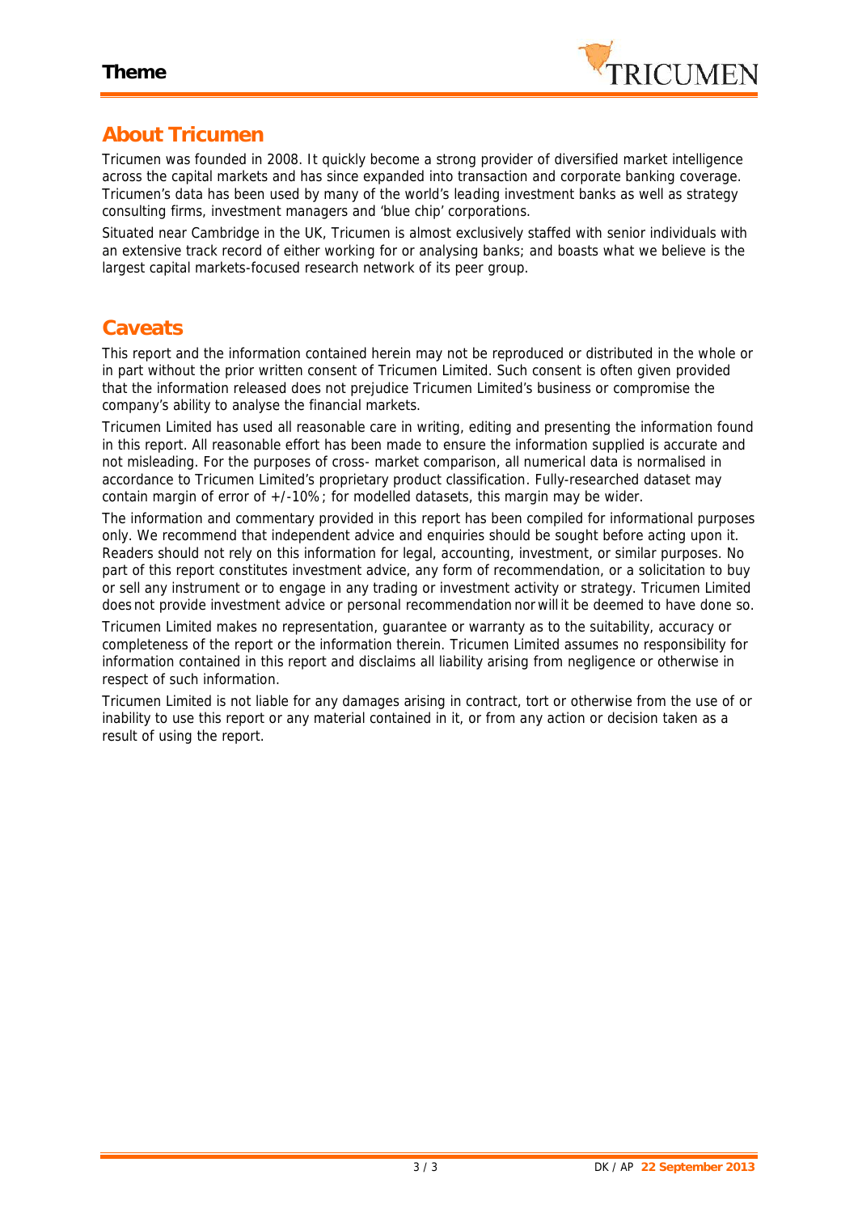## About Tricumen

Tricumen was founded in 2008. It quickly become a strong provider of diversified market intelligence across the capital markets and has since expanded into transaction and corporate banking coverage. Tricumen's data has been used by many of the world's leading investment banks as well as strategy consulting firms, investment managers and 'blue chip' corporations.

Situated near Cambridge in the UK, Tricumen is almost exclusively staffed with senior individuals with an extensive track record of either working for or analysing banks; and boasts what we believe is the largest capital markets-focused research network of its peer group.

## Caveats

This report and the information contained herein may not be reproduced or distributed in the whole or in part without the prior written consent of Tricumen Limited. Such consent is often given provided that the information released does not prejudice Tricumen Limited's business or compromise the company's ability to analyse the financial markets.

Tricumen Limited has used all reasonable care in writing, editing and presenting the information found in this report. All reasonable effort has been made to ensure the information supplied is accurate and not misleading. For the purposes of cross- market comparison, all numerical data is normalised in accordance to Tricumen Limited's proprietary product classification. Fully-researched dataset may contain margin of error of +/-10%; for modelled datasets, this margin may be wider.

The information and commentary provided in this report has been compiled for informational purposes only. We recommend that independent advice and enquiries should be sought before acting upon it. Readers should not rely on this information for legal, accounting, investment, or similar purposes. No part of this report constitutes investment advice, any form of recommendation, or a solicitation to buy or sell any instrument or to engage in any trading or investment activity or strategy. Tricumen Limited does not provide investment advice or personal recommendation nor will it be deemed to have done so.

Tricumen Limited makes no representation, guarantee or warranty as to the suitability, accuracy or completeness of the report or the information therein. Tricumen Limited assumes no responsibility for information contained in this report and disclaims all liability arising from negligence or otherwise in respect of such information.

Tricumen Limited is not liable for any damages arising in contract, tort or otherwise from the use of or inability to use this report or any material contained in it, or from any action or decision taken as a result of using the report.